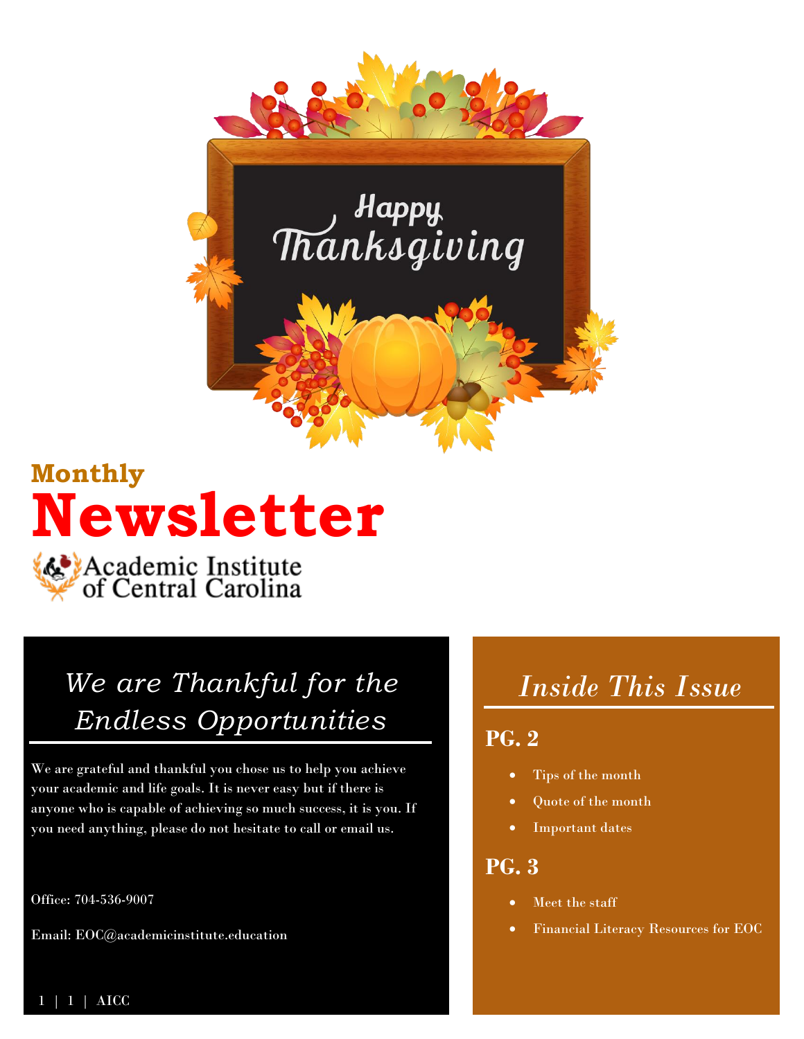Happy Thanksgiving

Monthly

# Newsletter

Academic Institute of Central Carolina

## We are Thankful for the Endless Opportunities

We are grateful and thankful you chose us to help you achieve your academic and life goals. It is never easy but if there is anyone who is capable of achieving so much success, it is you. If you need anything, please do not hesitate to call or email us.

Office: 704-536-9007

Email: EOC@academicinstitute.education

## Inside This Issue

### PG. 2

- Tips of the month
- Quote of the month
- Important dates

### PG. 3

- Meet the staff
- Financial Literacy Resources for EOC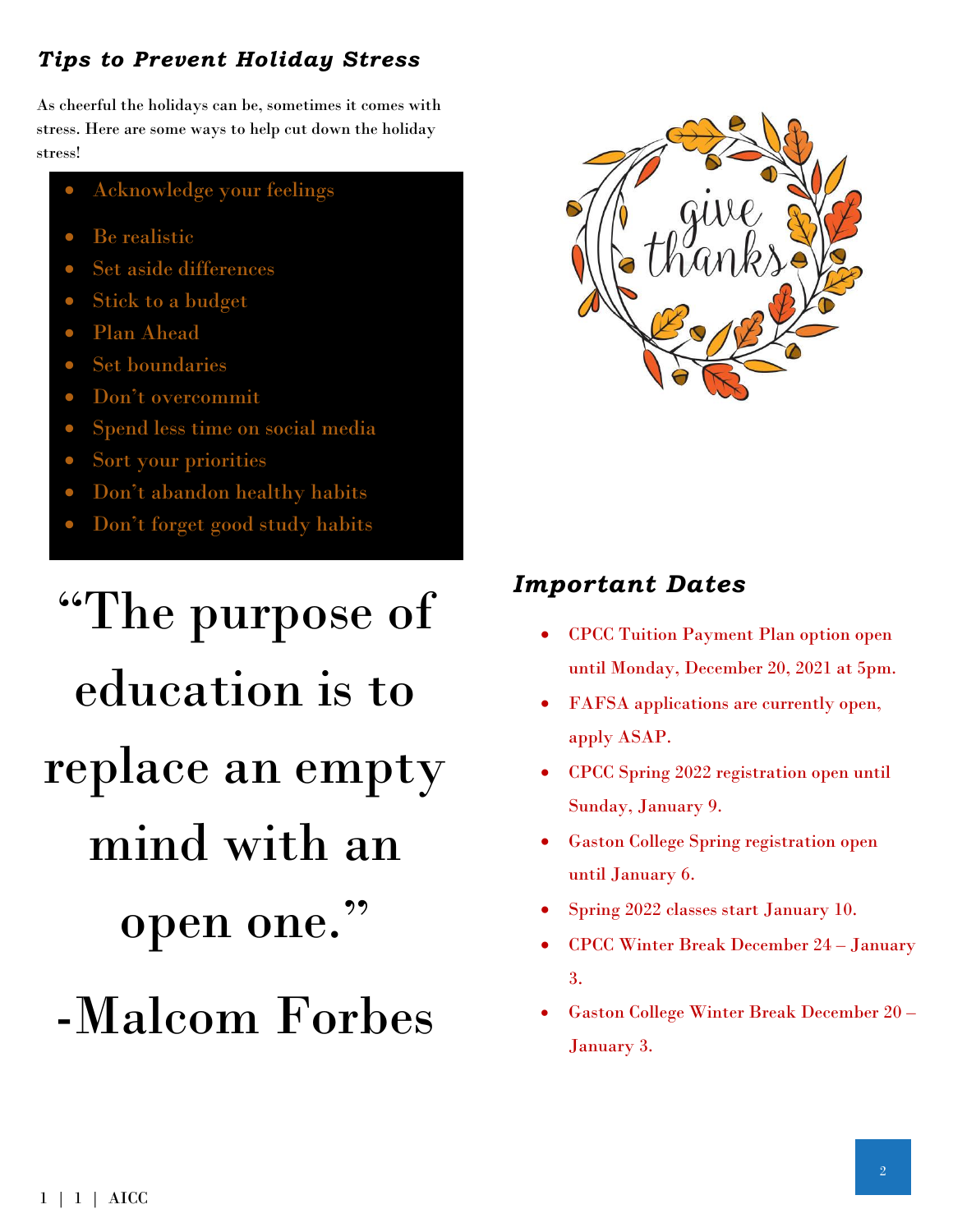### *Tips to Prevent Holiday Stress*

As cheerful the holidays can be, sometimes it comes with stress. Here are some ways to help cut down the holiday stress!

- Acknowledge your feelings
- Be realistic
- Set aside differences
- Stick to a budget
- Plan Ahead
- Set boundaries
- Don't overcommit
- Spend less time on social media
- Sort your priorities
- Don't abandon healthy habits
- Don't forget good study habits

# "The purpose of education is to replace an empty mind with an open one."

# -Malcom Forbes

### *Important Dates*

- CPCC Tuition Payment Plan option open until Monday, December 20, 2021 at 5pm.
- FAFSA applications are currently open, apply ASAP.
- CPCC Spring 2022 registration open until Sunday, January 9.
- Gaston College Spring registration open until January 6.
- Spring 2022 classes start January 10.
- CPCC Winter Break December 24 – January 3.
- Gaston College Winter Break December 20 – January 3.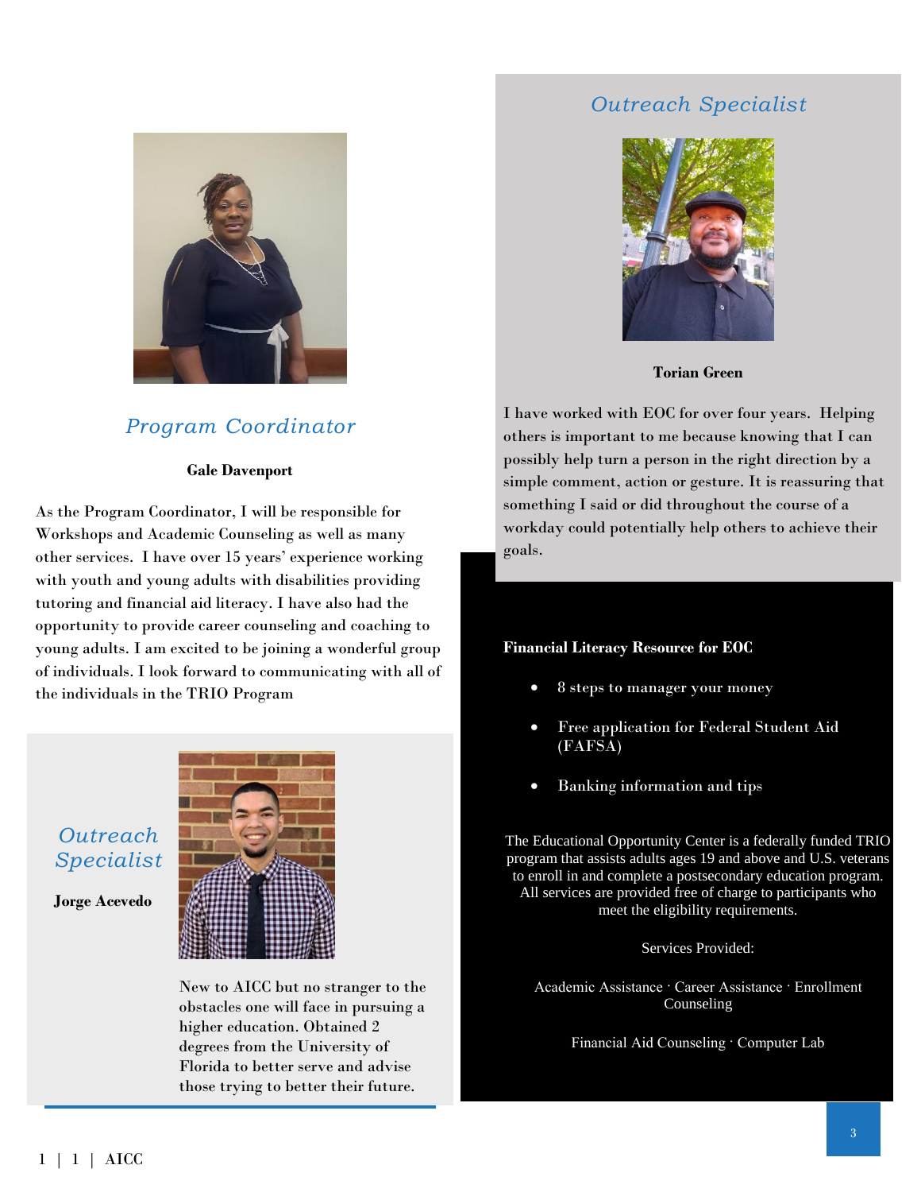## Program Coordinator

**Gale Davenport**

As the Program Coordinator, I will be responsible for Workshops and Academic Counseling as well as many other services. I have over 15 years' experience working with youth and young adults with disabilities providing tutoring and financial aid literacy. I have also had the opportunity to provide career counseling and coaching to young adults. I am excited to be joining a wonderful group of individuals. I look forward to communicating with all of the individuals in the TRIO Program

## Outreach Specialist

**Jorge Acevedo**

New to AICC but no stranger to the obstacles one will face in pursuing a higher education. Obtained 2 degrees from the University of Florida to better serve and advise those trying to better their future.

## Outreach Specialist

**Torian Green**

I have worked with EOC for over four years. Helping others is important to me because knowing that I can possibly help turn a person in the right direction by a simple comment, action or gesture. It is reassuring that something I said or did throughout the course of a workday could potentially help others to achieve their goals.

**Financial Literacy Resource for EOC**

- 8 steps to manager your money
- Free application for Federal Student Aid (FAFSA)
- Banking information and tips

The Educational Opportunity Center is a federally funded TRIO program that assists adults ages 19 and above and U.S. veterans to enroll in and complete a postsecondary education program. All services are provided free of charge to participants who meet the eligibility requirements.

Services Provided:

Academic Assistance · Career Assistance · Enrollment Counseling

Financial Aid Counseling · Computer Lab